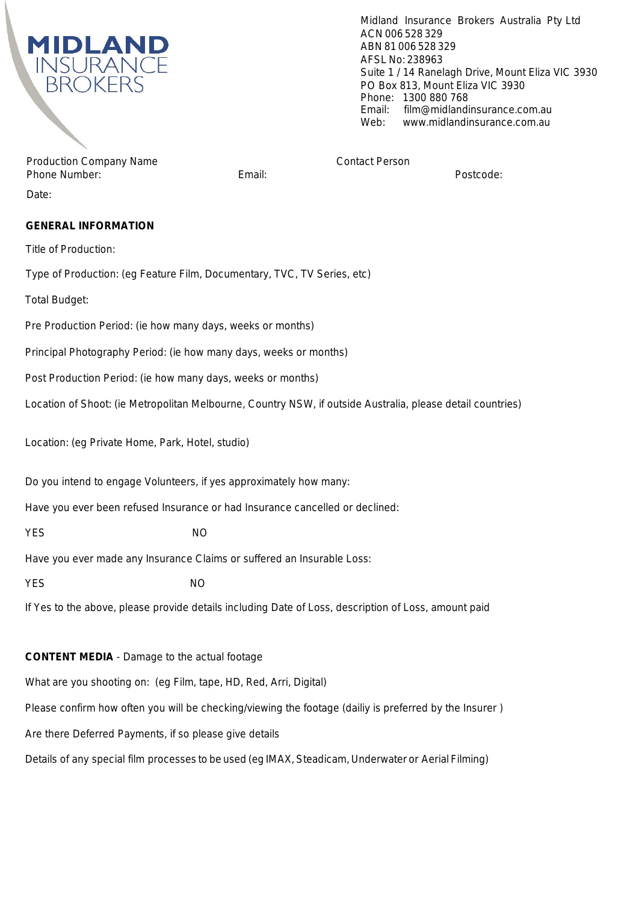MIDLAND INSURANCE BROKERS

Midland Insurance Brokers Australia Pty Ltd
ACN 006 528 329
ABN 81 006 528 329
AFSL No: 238963
Suite 1 / 14 Ranelagh Drive, Mount Eliza VIC 3930
PO Box 813, Mount Eliza VIC 3930
Phone: 1300 880 768
Email: film@midlandinsurance.com.au
Web: www.midlandinsurance.com.au

Production Company Name | Contact Person

Phone Number: | Email: | Postcode:

Date:

**GENERAL INFORMATION**

Title of Production:

Type of Production: (eg Feature Film, Documentary, TVC, TV Series, etc)

Total Budget:

Pre Production Period: (ie how many days, weeks or months)

Principal Photography Period: (ie how many days, weeks or months)

Post Production Period: (ie how many days, weeks or months)

Location of Shoot: (ie Metropolitan Melbourne, Country NSW, if outside Australia, please detail countries)

Location: (eg Private Home, Park, Hotel, studio)

Do you intend to engage Volunteers, if yes approximately how many:

Have you ever been refused Insurance or had Insurance cancelled or declined:

YES NO

Have you ever made any Insurance Claims or suffered an Insurable Loss:

YES NO

If Yes to the above, please provide details including Date of Loss, description of Loss, amount paid

**CONTENT MEDIA** - Damage to the actual footage

What are you shooting on: (eg Film, tape, HD, Red, Arri, Digital)

Please confirm how often you will be checking/viewing the footage (dailiy is preferred by the Insurer )

Are there Deferred Payments, if so please give details

Details of any special film processes to be used (eg IMAX, Steadicam, Underwater or Aerial Filming)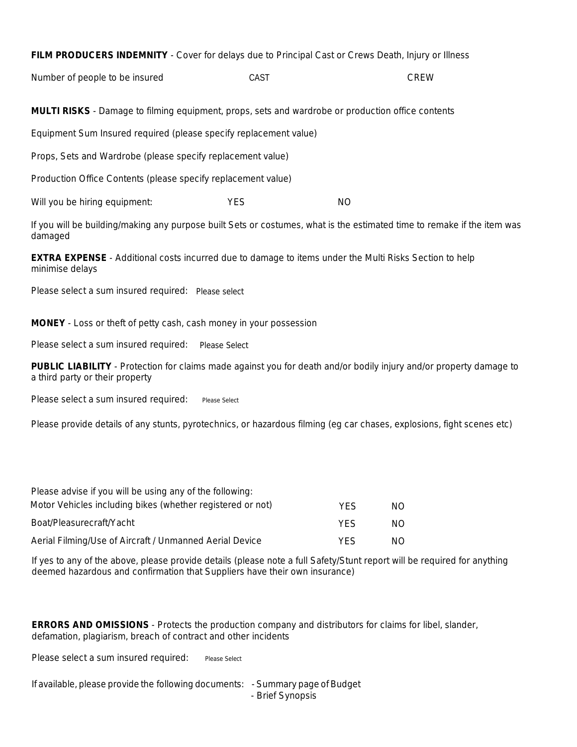**FILM PRODUCERS INDEMNITY** - Cover for delays due to Principal Cast or Crews Death, Injury or Illness

Number of people to be insured CAST CREW

**MULTI RISKS** - Damage to filming equipment, props, sets and wardrobe or production office contents

Equipment Sum Insured required (please specify replacement value)

Props, Sets and Wardrobe (please specify replacement value)

Production Office Contents (please specify replacement value)

Will you be hiring equipment: YES NO

If you will be building/making any purpose built Sets or costumes, what is the estimated time to remake if the item was damaged

**EXTRA EXPENSE** - Additional costs incurred due to damage to items under the Multi Risks Section to help minimise delays

Please select a sum insured required: Please select

**MONEY** - Loss or theft of petty cash, cash money in your possession

Please select a sum insured required: Please Select

**PUBLIC LIABILITY** - Protection for claims made against you for death and/or bodily injury and/or property damage to a third party or their property

Please select a sum insured required: Please Select

Please provide details of any stunts, pyrotechnics, or hazardous filming (eg car chases, explosions, fight scenes etc)

Please advise if you will be using any of the following:

| | | |
|---|---|---|
| Motor Vehicles including bikes (whether registered or not) | YES | NO |
| Boat/Pleasurecraft/Yacht | YES | NO |
| Aerial Filming/Use of Aircraft / Unmanned Aerial Device | YES | NO |

If yes to any of the above, please provide details (please note a full Safety/Stunt report will be required for anything deemed hazardous and confirmation that Suppliers have their own insurance)

**ERRORS AND OMISSIONS** - Protects the production company and distributors for claims for libel, slander, defamation, plagiarism, breach of contract and other incidents

Please select a sum insured required: Please Select

If available, please provide the following documents:
- Summary page of Budget
- Brief Synopsis